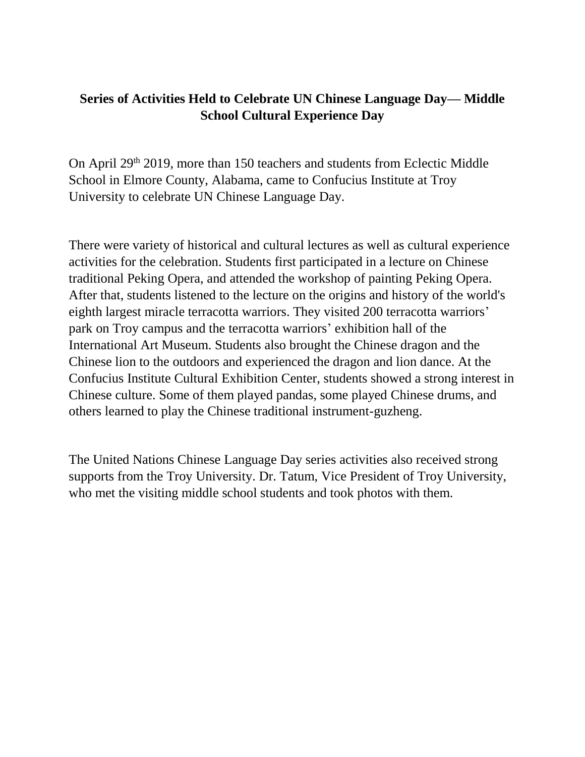# Series of Activities Held to Celebrate UN Chinese Language Day— Middle School Cultural Experience Day

On April 29th 2019, more than 150 teachers and students from Eclectic Middle School in Elmore County, Alabama, came to Confucius Institute at Troy University to celebrate UN Chinese Language Day.

There were variety of historical and cultural lectures as well as cultural experience activities for the celebration. Students first participated in a lecture on Chinese traditional Peking Opera, and attended the workshop of painting Peking Opera. After that, students listened to the lecture on the origins and history of the world's eighth largest miracle terracotta warriors. They visited 200 terracotta warriors' park on Troy campus and the terracotta warriors' exhibition hall of the International Art Museum. Students also brought the Chinese dragon and the Chinese lion to the outdoors and experienced the dragon and lion dance. At the Confucius Institute Cultural Exhibition Center, students showed a strong interest in Chinese culture. Some of them played pandas, some played Chinese drums, and others learned to play the Chinese traditional instrument-guzheng.

The United Nations Chinese Language Day series activities also received strong supports from the Troy University. Dr. Tatum, Vice President of Troy University, who met the visiting middle school students and took photos with them.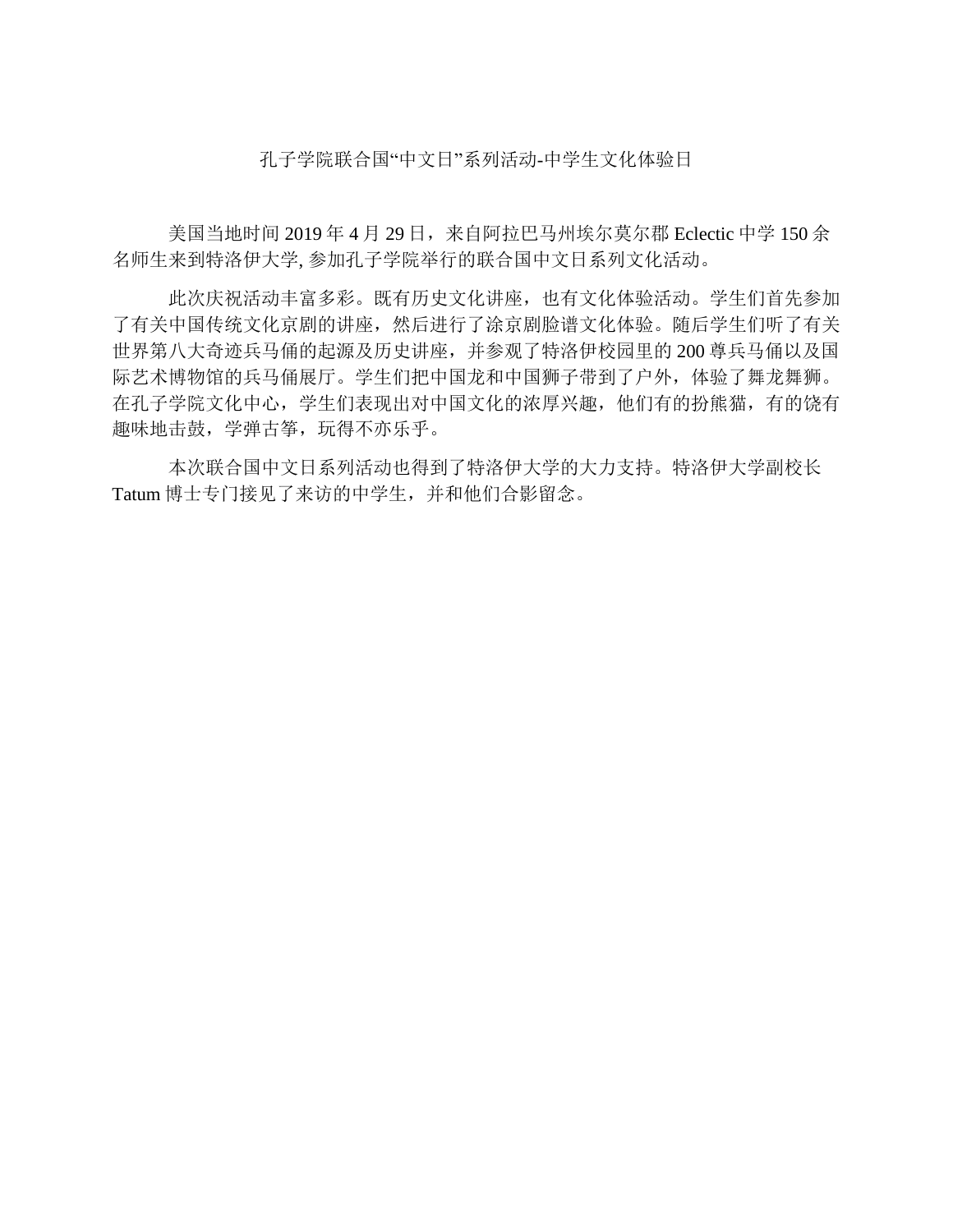# 孔子学院联合国“中文日”系列活动-中学生文化体验日

美国当地时间 2019 年 4 月 29 日，来自阿拉巴马州埃尔莫尔郡 Eclectic 中学 150 余名师生来到特洛伊大学, 参加孔子学院举行的联合国中文日系列文化活动。

此次庆祝活动丰富多彩。既有历史文化讲座，也有文化体验活动。学生们首先参加了有关中国传统文化京剧的讲座，然后进行了涂京剧脸谱文化体验。随后学生们听了有关世界第八大奇迹兵马俑的起源及历史讲座，并参观了特洛伊校园里的 200 尊兵马俑以及国际艺术博物馆的兵马俑展厅。学生们把中国龙和中国狮子带到了户外，体验了舞龙舞狮。在孔子学院文化中心，学生们表现出对中国文化的浓厚兴趣，他们有的扮熊猫，有的饶有趣味地击鼓，学弹古筝，玩得不亦乐乎。

本次联合国中文日系列活动也得到了特洛伊大学的大力支持。特洛伊大学副校长 Tatum 博士专门接见了来访的中学生，并和他们合影留念。